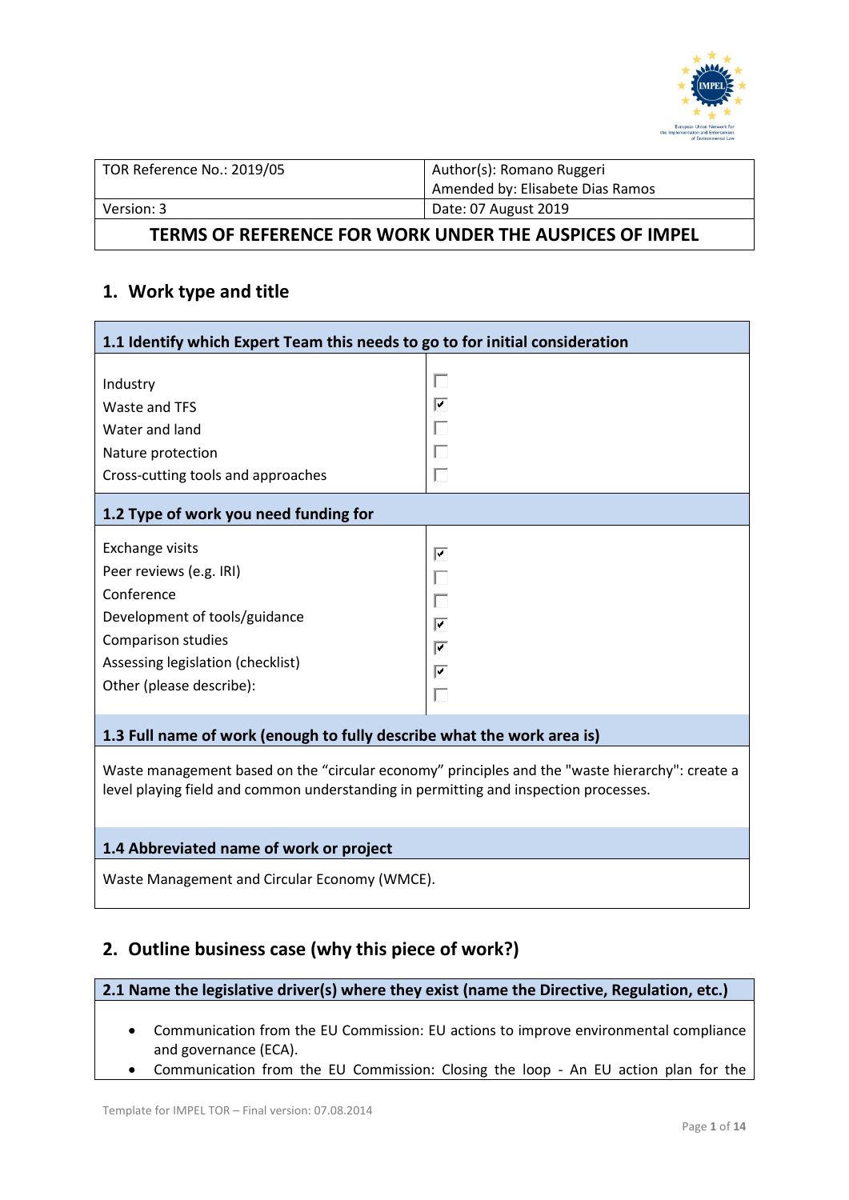| TOR Reference No.: 2019/05 | Author(s): Romano Ruggeri<br>Amended by: Elisabete Dias Ramos |
|---|---|
| Version: 3 | Date: 07 August 2019 |

**TERMS OF REFERENCE FOR WORK UNDER THE AUSPICES OF IMPEL**

## 1. Work type and title

| 1.1 Identify which Expert Team this needs to go to for initial consideration | |
|---|---|
| Industry | ☐ |
| Waste and TFS | ☑ |
| Water and land | ☐ |
| Nature protection | ☐ |
| Cross-cutting tools and approaches | ☐ |

| 1.2 Type of work you need funding for | |
|---|---|
| Exchange visits | ☑ |
| Peer reviews (e.g. IRI) | ☐ |
| Conference | ☐ |
| Development of tools/guidance | ☑ |
| Comparison studies | ☑ |
| Assessing legislation (checklist) | ☑ |
| Other (please describe): | ☐ |

**1.3 Full name of work (enough to fully describe what the work area is)**

Waste management based on the "circular economy" principles and the "waste hierarchy": create a level playing field and common understanding in permitting and inspection processes.

**1.4 Abbreviated name of work or project**

Waste Management and Circular Economy (WMCE).

## 2. Outline business case (why this piece of work?)

**2.1 Name the legislative driver(s) where they exist (name the Directive, Regulation, etc.)**

- Communication from the EU Commission: EU actions to improve environmental compliance and governance (ECA).
- Communication from the EU Commission: Closing the loop - An EU action plan for the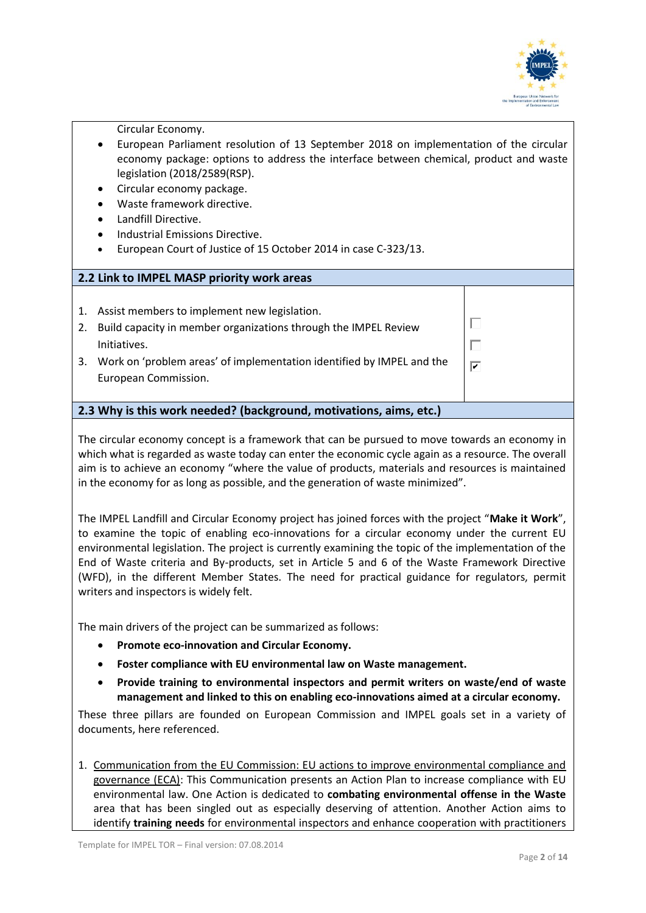Circular Economy.

- European Parliament resolution of 13 September 2018 on implementation of the circular economy package: options to address the interface between chemical, product and waste legislation (2018/2589(RSP).
- Circular economy package.
- Waste framework directive.
- Landfill Directive.
- Industrial Emissions Directive.
- European Court of Justice of 15 October 2014 in case C-323/13.

## 2.2 Link to IMPEL MASP priority work areas

| | |
|---|---|
| 1. Assist members to implement new legislation. | ☐ |
| 2. Build capacity in member organizations through the IMPEL Review Initiatives. | ☐ |
| 3. Work on 'problem areas' of implementation identified by IMPEL and the European Commission. | ☑ |

## 2.3 Why is this work needed? (background, motivations, aims, etc.)

The circular economy concept is a framework that can be pursued to move towards an economy in which what is regarded as waste today can enter the economic cycle again as a resource. The overall aim is to achieve an economy "where the value of products, materials and resources is maintained in the economy for as long as possible, and the generation of waste minimized".

The IMPEL Landfill and Circular Economy project has joined forces with the project "**Make it Work**", to examine the topic of enabling eco-innovations for a circular economy under the current EU environmental legislation. The project is currently examining the topic of the implementation of the End of Waste criteria and By-products, set in Article 5 and 6 of the Waste Framework Directive (WFD), in the different Member States. The need for practical guidance for regulators, permit writers and inspectors is widely felt.

The main drivers of the project can be summarized as follows:

- **Promote eco-innovation and Circular Economy.**
- **Foster compliance with EU environmental law on Waste management.**
- **Provide training to environmental inspectors and permit writers on waste/end of waste management and linked to this on enabling eco-innovations aimed at a circular economy.**

These three pillars are founded on European Commission and IMPEL goals set in a variety of documents, here referenced.

1. Communication from the EU Commission: EU actions to improve environmental compliance and governance (ECA): This Communication presents an Action Plan to increase compliance with EU environmental law. One Action is dedicated to **combating environmental offense in the Waste** area that has been singled out as especially deserving of attention. Another Action aims to identify **training needs** for environmental inspectors and enhance cooperation with practitioners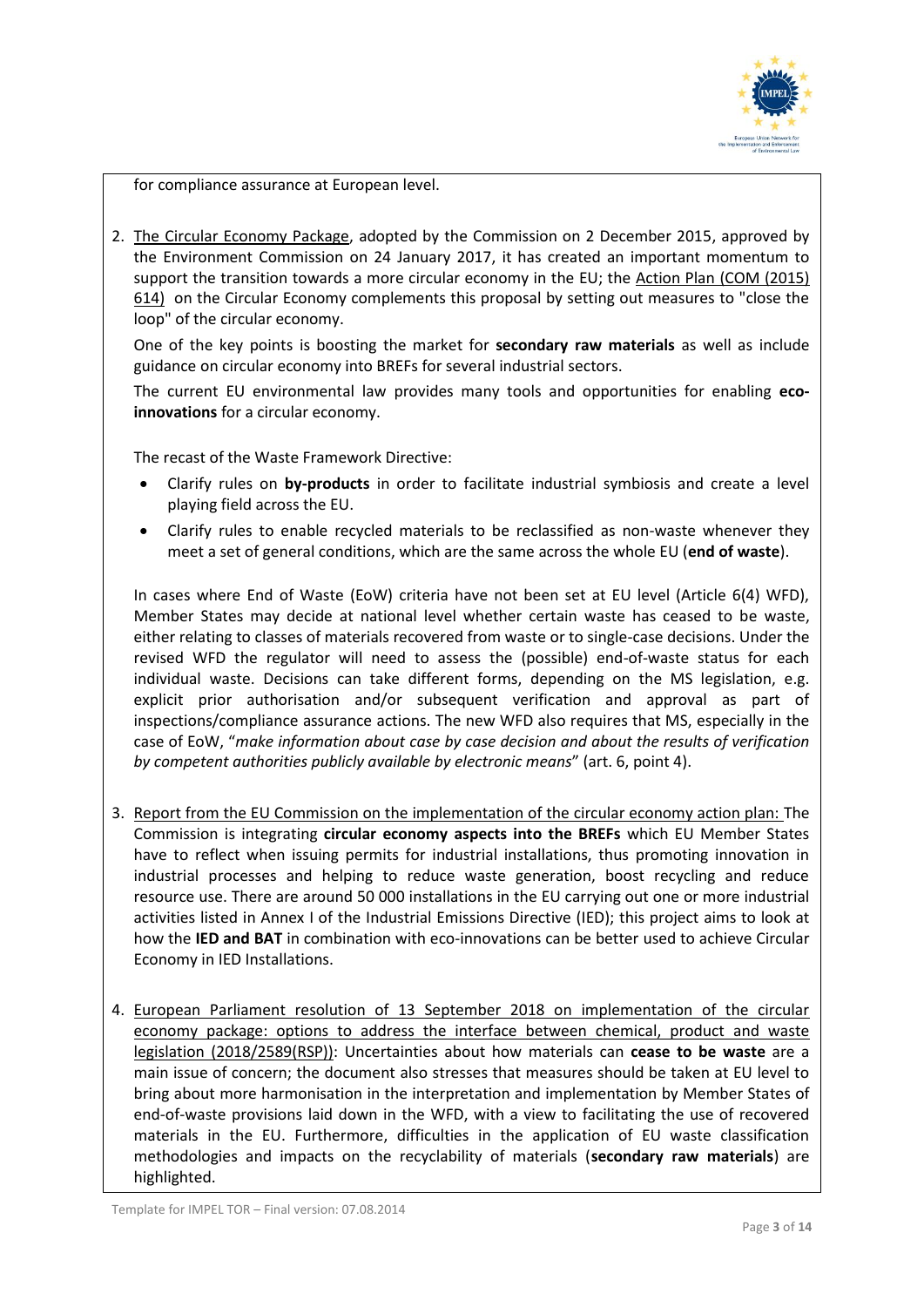for compliance assurance at European level.

2. The Circular Economy Package, adopted by the Commission on 2 December 2015, approved by the Environment Commission on 24 January 2017, it has created an important momentum to support the transition towards a more circular economy in the EU; the Action Plan (COM (2015) 614) on the Circular Economy complements this proposal by setting out measures to "close the loop" of the circular economy.

   One of the key points is boosting the market for **secondary raw materials** as well as include guidance on circular economy into BREFs for several industrial sectors.

   The current EU environmental law provides many tools and opportunities for enabling **eco-innovations** for a circular economy.

   The recast of the Waste Framework Directive:

   - Clarify rules on **by-products** in order to facilitate industrial symbiosis and create a level playing field across the EU.
   - Clarify rules to enable recycled materials to be reclassified as non-waste whenever they meet a set of general conditions, which are the same across the whole EU (**end of waste**).

   In cases where End of Waste (EoW) criteria have not been set at EU level (Article 6(4) WFD), Member States may decide at national level whether certain waste has ceased to be waste, either relating to classes of materials recovered from waste or to single-case decisions. Under the revised WFD the regulator will need to assess the (possible) end-of-waste status for each individual waste. Decisions can take different forms, depending on the MS legislation, e.g. explicit prior authorisation and/or subsequent verification and approval as part of inspections/compliance assurance actions. The new WFD also requires that MS, especially in the case of EoW, "*make information about case by case decision and about the results of verification by competent authorities publicly available by electronic means*" (art. 6, point 4).

3. Report from the EU Commission on the implementation of the circular economy action plan: The Commission is integrating **circular economy aspects into the BREFs** which EU Member States have to reflect when issuing permits for industrial installations, thus promoting innovation in industrial processes and helping to reduce waste generation, boost recycling and reduce resource use. There are around 50 000 installations in the EU carrying out one or more industrial activities listed in Annex I of the Industrial Emissions Directive (IED); this project aims to look at how the **IED and BAT** in combination with eco-innovations can be better used to achieve Circular Economy in IED Installations.

4. European Parliament resolution of 13 September 2018 on implementation of the circular economy package: options to address the interface between chemical, product and waste legislation (2018/2589(RSP)): Uncertainties about how materials can **cease to be waste** are a main issue of concern; the document also stresses that measures should be taken at EU level to bring about more harmonisation in the interpretation and implementation by Member States of end-of-waste provisions laid down in the WFD, with a view to facilitating the use of recovered materials in the EU. Furthermore, difficulties in the application of EU waste classification methodologies and impacts on the recyclability of materials (**secondary raw materials**) are highlighted.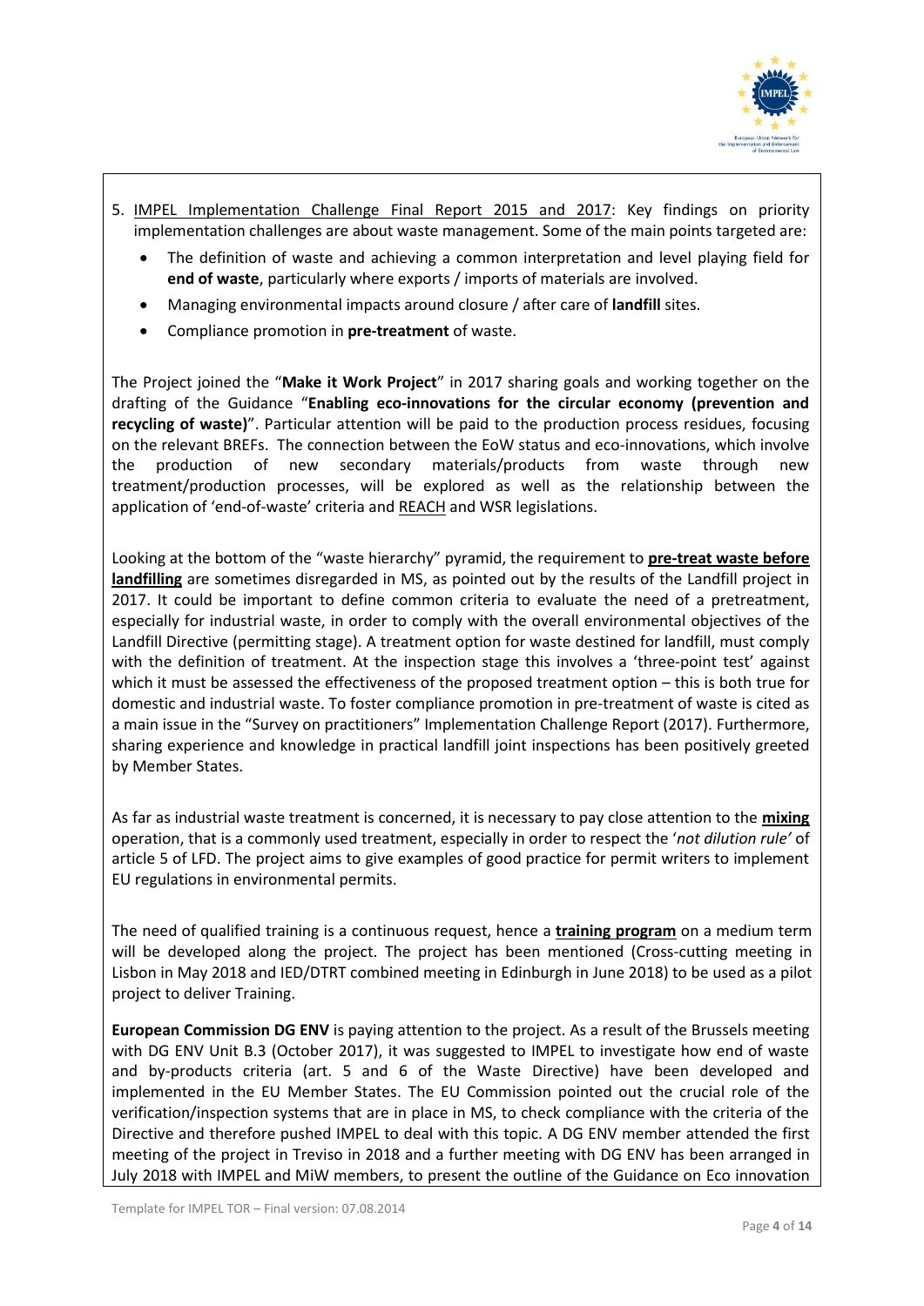5. IMPEL Implementation Challenge Final Report 2015 and 2017: Key findings on priority implementation challenges are about waste management. Some of the main points targeted are:
   - The definition of waste and achieving a common interpretation and level playing field for **end of waste**, particularly where exports / imports of materials are involved.
   - Managing environmental impacts around closure / after care of **landfill** sites.
   - Compliance promotion in **pre-treatment** of waste.

The Project joined the "**Make it Work Project**" in 2017 sharing goals and working together on the drafting of the Guidance "**Enabling eco-innovations for the circular economy (prevention and recycling of waste)**". Particular attention will be paid to the production process residues, focusing on the relevant BREFs. The connection between the EoW status and eco-innovations, which involve the production of new secondary materials/products from waste through new treatment/production processes, will be explored as well as the relationship between the application of 'end-of-waste' criteria and REACH and WSR legislations.

Looking at the bottom of the "waste hierarchy" pyramid, the requirement to **pre-treat waste before landfilling** are sometimes disregarded in MS, as pointed out by the results of the Landfill project in 2017. It could be important to define common criteria to evaluate the need of a pretreatment, especially for industrial waste, in order to comply with the overall environmental objectives of the Landfill Directive (permitting stage). A treatment option for waste destined for landfill, must comply with the definition of treatment. At the inspection stage this involves a 'three-point test' against which it must be assessed the effectiveness of the proposed treatment option – this is both true for domestic and industrial waste. To foster compliance promotion in pre-treatment of waste is cited as a main issue in the "Survey on practitioners" Implementation Challenge Report (2017). Furthermore, sharing experience and knowledge in practical landfill joint inspections has been positively greeted by Member States.

As far as industrial waste treatment is concerned, it is necessary to pay close attention to the **mixing** operation, that is a commonly used treatment, especially in order to respect the '*not dilution rule'* of article 5 of LFD. The project aims to give examples of good practice for permit writers to implement EU regulations in environmental permits.

The need of qualified training is a continuous request, hence a **training program** on a medium term will be developed along the project. The project has been mentioned (Cross-cutting meeting in Lisbon in May 2018 and IED/DTRT combined meeting in Edinburgh in June 2018) to be used as a pilot project to deliver Training.

**European Commission DG ENV** is paying attention to the project. As a result of the Brussels meeting with DG ENV Unit B.3 (October 2017), it was suggested to IMPEL to investigate how end of waste and by-products criteria (art. 5 and 6 of the Waste Directive) have been developed and implemented in the EU Member States. The EU Commission pointed out the crucial role of the verification/inspection systems that are in place in MS, to check compliance with the criteria of the Directive and therefore pushed IMPEL to deal with this topic. A DG ENV member attended the first meeting of the project in Treviso in 2018 and a further meeting with DG ENV has been arranged in July 2018 with IMPEL and MiW members, to present the outline of the Guidance on Eco innovation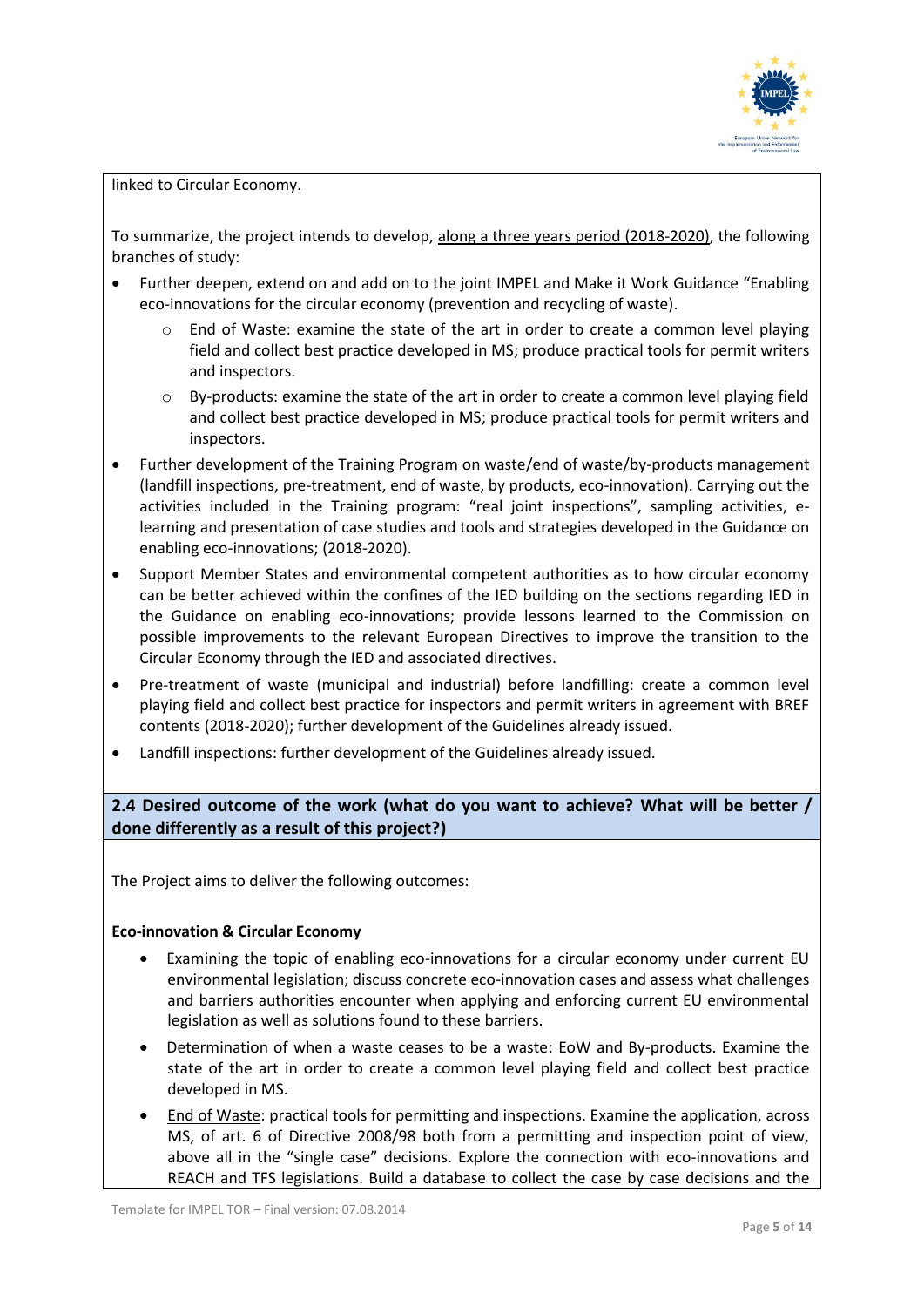linked to Circular Economy.

To summarize, the project intends to develop, along a three years period (2018-2020), the following branches of study:

- Further deepen, extend on and add on to the joint IMPEL and Make it Work Guidance "Enabling eco-innovations for the circular economy (prevention and recycling of waste).
  - End of Waste: examine the state of the art in order to create a common level playing field and collect best practice developed in MS; produce practical tools for permit writers and inspectors.
  - By-products: examine the state of the art in order to create a common level playing field and collect best practice developed in MS; produce practical tools for permit writers and inspectors.
- Further development of the Training Program on waste/end of waste/by-products management (landfill inspections, pre-treatment, end of waste, by products, eco-innovation). Carrying out the activities included in the Training program: "real joint inspections", sampling activities, e-learning and presentation of case studies and tools and strategies developed in the Guidance on enabling eco-innovations; (2018-2020).
- Support Member States and environmental competent authorities as to how circular economy can be better achieved within the confines of the IED building on the sections regarding IED in the Guidance on enabling eco-innovations; provide lessons learned to the Commission on possible improvements to the relevant European Directives to improve the transition to the Circular Economy through the IED and associated directives.
- Pre-treatment of waste (municipal and industrial) before landfilling: create a common level playing field and collect best practice for inspectors and permit writers in agreement with BREF contents (2018-2020); further development of the Guidelines already issued.
- Landfill inspections: further development of the Guidelines already issued.

**2.4 Desired outcome of the work (what do you want to achieve? What will be better / done differently as a result of this project?)**

The Project aims to deliver the following outcomes:

**Eco-innovation & Circular Economy**

- Examining the topic of enabling eco-innovations for a circular economy under current EU environmental legislation; discuss concrete eco-innovation cases and assess what challenges and barriers authorities encounter when applying and enforcing current EU environmental legislation as well as solutions found to these barriers.
- Determination of when a waste ceases to be a waste: EoW and By-products. Examine the state of the art in order to create a common level playing field and collect best practice developed in MS.
- End of Waste: practical tools for permitting and inspections. Examine the application, across MS, of art. 6 of Directive 2008/98 both from a permitting and inspection point of view, above all in the "single case" decisions. Explore the connection with eco-innovations and REACH and TFS legislations. Build a database to collect the case by case decisions and the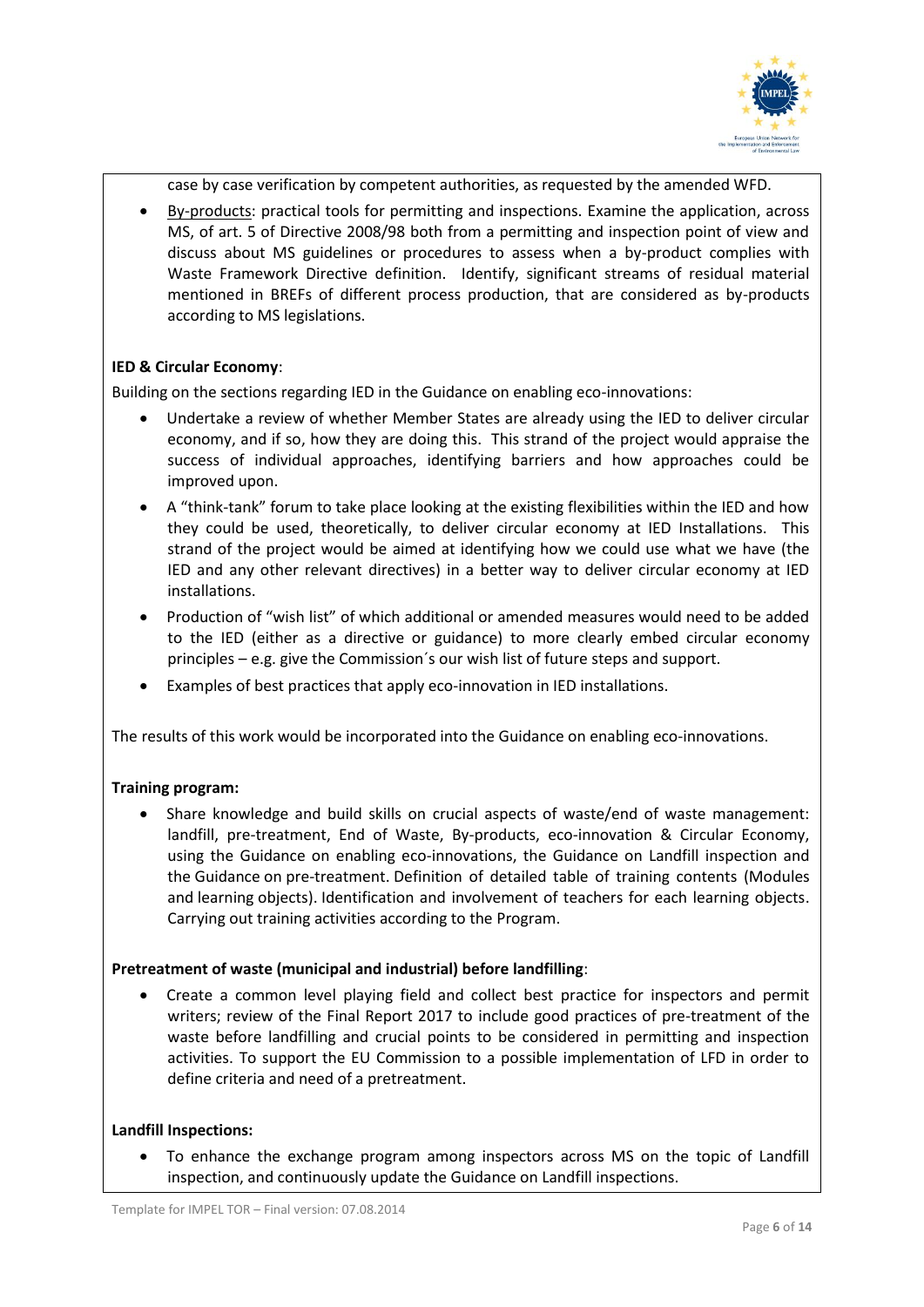case by case verification by competent authorities, as requested by the amended WFD.

- By-products: practical tools for permitting and inspections. Examine the application, across MS, of art. 5 of Directive 2008/98 both from a permitting and inspection point of view and discuss about MS guidelines or procedures to assess when a by-product complies with Waste Framework Directive definition. Identify, significant streams of residual material mentioned in BREFs of different process production, that are considered as by-products according to MS legislations.

**IED & Circular Economy**:

Building on the sections regarding IED in the Guidance on enabling eco-innovations:

- Undertake a review of whether Member States are already using the IED to deliver circular economy, and if so, how they are doing this. This strand of the project would appraise the success of individual approaches, identifying barriers and how approaches could be improved upon.
- A "think-tank" forum to take place looking at the existing flexibilities within the IED and how they could be used, theoretically, to deliver circular economy at IED Installations. This strand of the project would be aimed at identifying how we could use what we have (the IED and any other relevant directives) in a better way to deliver circular economy at IED installations.
- Production of "wish list" of which additional or amended measures would need to be added to the IED (either as a directive or guidance) to more clearly embed circular economy principles – e.g. give the Commission´s our wish list of future steps and support.
- Examples of best practices that apply eco-innovation in IED installations.

The results of this work would be incorporated into the Guidance on enabling eco-innovations.

**Training program:**

- Share knowledge and build skills on crucial aspects of waste/end of waste management: landfill, pre-treatment, End of Waste, By-products, eco-innovation & Circular Economy, using the Guidance on enabling eco-innovations, the Guidance on Landfill inspection and the Guidance on pre-treatment. Definition of detailed table of training contents (Modules and learning objects). Identification and involvement of teachers for each learning objects. Carrying out training activities according to the Program.

**Pretreatment of waste (municipal and industrial) before landfilling**:

- Create a common level playing field and collect best practice for inspectors and permit writers; review of the Final Report 2017 to include good practices of pre-treatment of the waste before landfilling and crucial points to be considered in permitting and inspection activities. To support the EU Commission to a possible implementation of LFD in order to define criteria and need of a pretreatment.

**Landfill Inspections:**

- To enhance the exchange program among inspectors across MS on the topic of Landfill inspection, and continuously update the Guidance on Landfill inspections.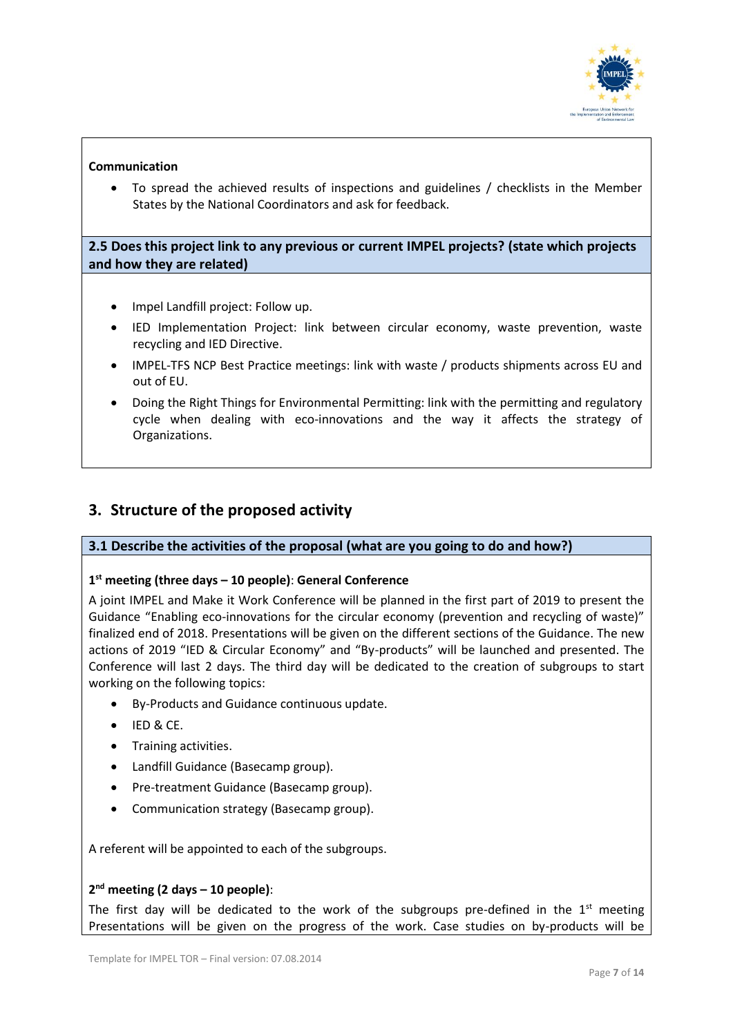**Communication**

- To spread the achieved results of inspections and guidelines / checklists in the Member States by the National Coordinators and ask for feedback.

**2.5 Does this project link to any previous or current IMPEL projects? (state which projects and how they are related)**

- Impel Landfill project: Follow up.
- IED Implementation Project: link between circular economy, waste prevention, waste recycling and IED Directive.
- IMPEL-TFS NCP Best Practice meetings: link with waste / products shipments across EU and out of EU.
- Doing the Right Things for Environmental Permitting: link with the permitting and regulatory cycle when dealing with eco-innovations and the way it affects the strategy of Organizations.

## 3. Structure of the proposed activity

**3.1 Describe the activities of the proposal (what are you going to do and how?)**

**1st meeting (three days – 10 people)**: **General Conference**

A joint IMPEL and Make it Work Conference will be planned in the first part of 2019 to present the Guidance "Enabling eco-innovations for the circular economy (prevention and recycling of waste)" finalized end of 2018. Presentations will be given on the different sections of the Guidance. The new actions of 2019 "IED & Circular Economy" and "By-products" will be launched and presented. The Conference will last 2 days. The third day will be dedicated to the creation of subgroups to start working on the following topics:

- By-Products and Guidance continuous update.
- IED & CE.
- Training activities.
- Landfill Guidance (Basecamp group).
- Pre-treatment Guidance (Basecamp group).
- Communication strategy (Basecamp group).

A referent will be appointed to each of the subgroups.

**2nd meeting (2 days – 10 people)**:

The first day will be dedicated to the work of the subgroups pre-defined in the 1st meeting Presentations will be given on the progress of the work. Case studies on by-products will be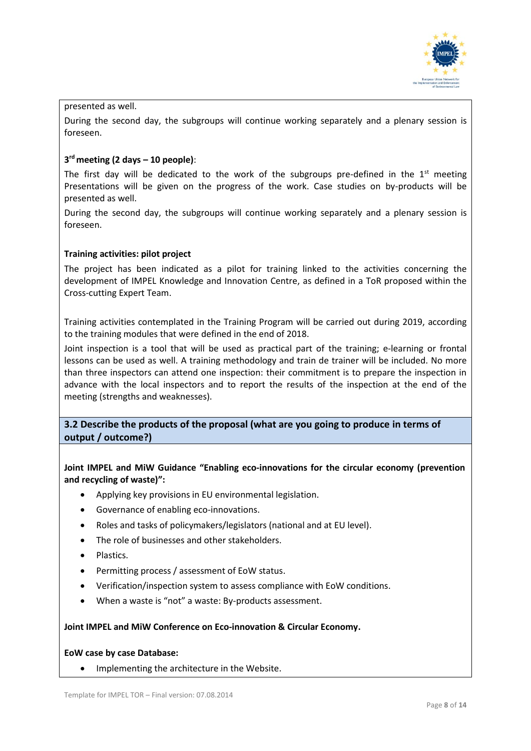presented as well.

During the second day, the subgroups will continue working separately and a plenary session is foreseen.

**3rd meeting (2 days – 10 people)**:

The first day will be dedicated to the work of the subgroups pre-defined in the 1st meeting Presentations will be given on the progress of the work. Case studies on by-products will be presented as well.

During the second day, the subgroups will continue working separately and a plenary session is foreseen.

**Training activities: pilot project**

The project has been indicated as a pilot for training linked to the activities concerning the development of IMPEL Knowledge and Innovation Centre, as defined in a ToR proposed within the Cross-cutting Expert Team.

Training activities contemplated in the Training Program will be carried out during 2019, according to the training modules that were defined in the end of 2018.

Joint inspection is a tool that will be used as practical part of the training; e-learning or frontal lessons can be used as well. A training methodology and train de trainer will be included. No more than three inspectors can attend one inspection: their commitment is to prepare the inspection in advance with the local inspectors and to report the results of the inspection at the end of the meeting (strengths and weaknesses).

### 3.2 Describe the products of the proposal (what are you going to produce in terms of output / outcome?)

**Joint IMPEL and MiW Guidance "Enabling eco-innovations for the circular economy (prevention and recycling of waste)":**

- Applying key provisions in EU environmental legislation.
- Governance of enabling eco-innovations.
- Roles and tasks of policymakers/legislators (national and at EU level).
- The role of businesses and other stakeholders.
- Plastics.
- Permitting process / assessment of EoW status.
- Verification/inspection system to assess compliance with EoW conditions.
- When a waste is "not" a waste: By-products assessment.

**Joint IMPEL and MiW Conference on Eco-innovation & Circular Economy.**

**EoW case by case Database:**

- Implementing the architecture in the Website.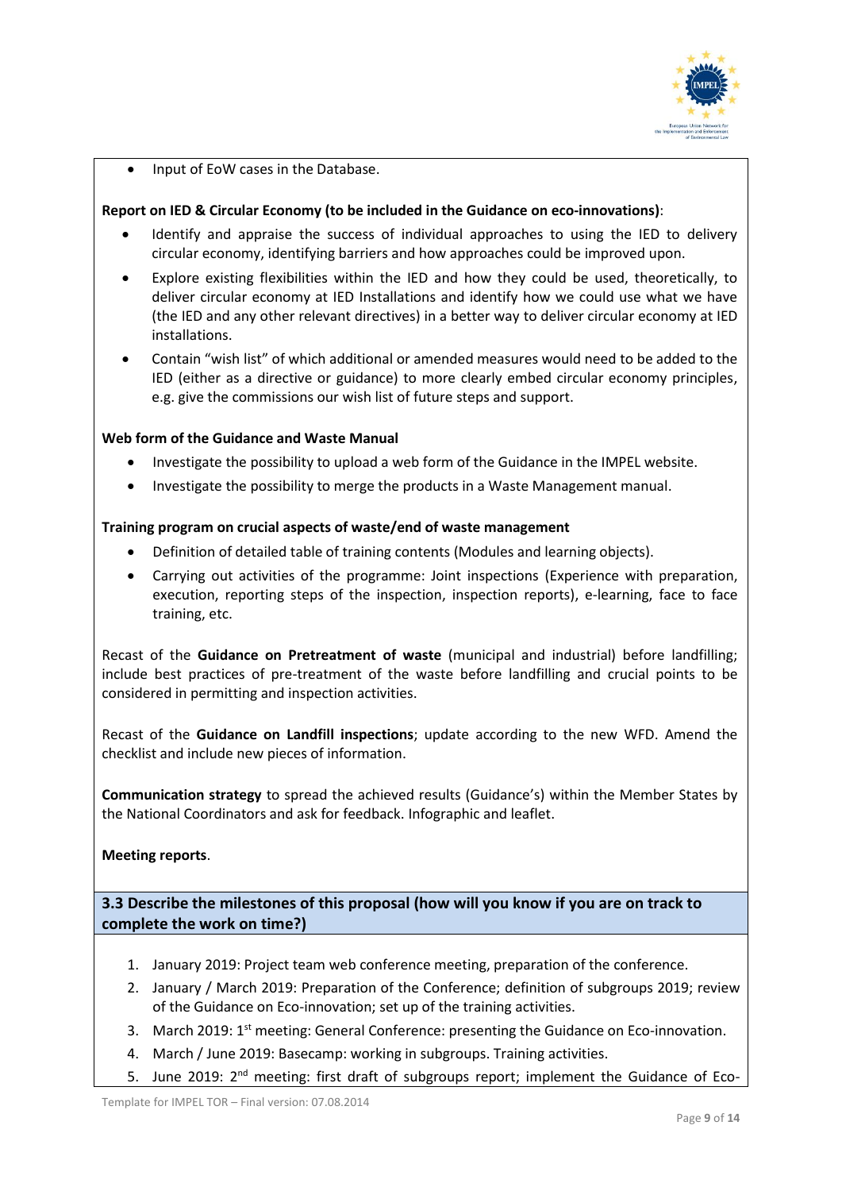- Input of EoW cases in the Database.

**Report on IED & Circular Economy (to be included in the Guidance on eco-innovations)**:

- Identify and appraise the success of individual approaches to using the IED to delivery circular economy, identifying barriers and how approaches could be improved upon.
- Explore existing flexibilities within the IED and how they could be used, theoretically, to deliver circular economy at IED Installations and identify how we could use what we have (the IED and any other relevant directives) in a better way to deliver circular economy at IED installations.
- Contain "wish list" of which additional or amended measures would need to be added to the IED (either as a directive or guidance) to more clearly embed circular economy principles, e.g. give the commissions our wish list of future steps and support.

**Web form of the Guidance and Waste Manual**

- Investigate the possibility to upload a web form of the Guidance in the IMPEL website.
- Investigate the possibility to merge the products in a Waste Management manual.

**Training program on crucial aspects of waste/end of waste management**

- Definition of detailed table of training contents (Modules and learning objects).
- Carrying out activities of the programme: Joint inspections (Experience with preparation, execution, reporting steps of the inspection, inspection reports), e-learning, face to face training, etc.

Recast of the **Guidance on Pretreatment of waste** (municipal and industrial) before landfilling; include best practices of pre-treatment of the waste before landfilling and crucial points to be considered in permitting and inspection activities.

Recast of the **Guidance on Landfill inspections**; update according to the new WFD. Amend the checklist and include new pieces of information.

**Communication strategy** to spread the achieved results (Guidance's) within the Member States by the National Coordinators and ask for feedback. Infographic and leaflet.

**Meeting reports**.

### 3.3 Describe the milestones of this proposal (how will you know if you are on track to complete the work on time?)

1. January 2019: Project team web conference meeting, preparation of the conference.
2. January / March 2019: Preparation of the Conference; definition of subgroups 2019; review of the Guidance on Eco-innovation; set up of the training activities.
3. March 2019: 1st meeting: General Conference: presenting the Guidance on Eco-innovation.
4. March / June 2019: Basecamp: working in subgroups. Training activities.
5. June 2019: 2nd meeting: first draft of subgroups report; implement the Guidance of Eco-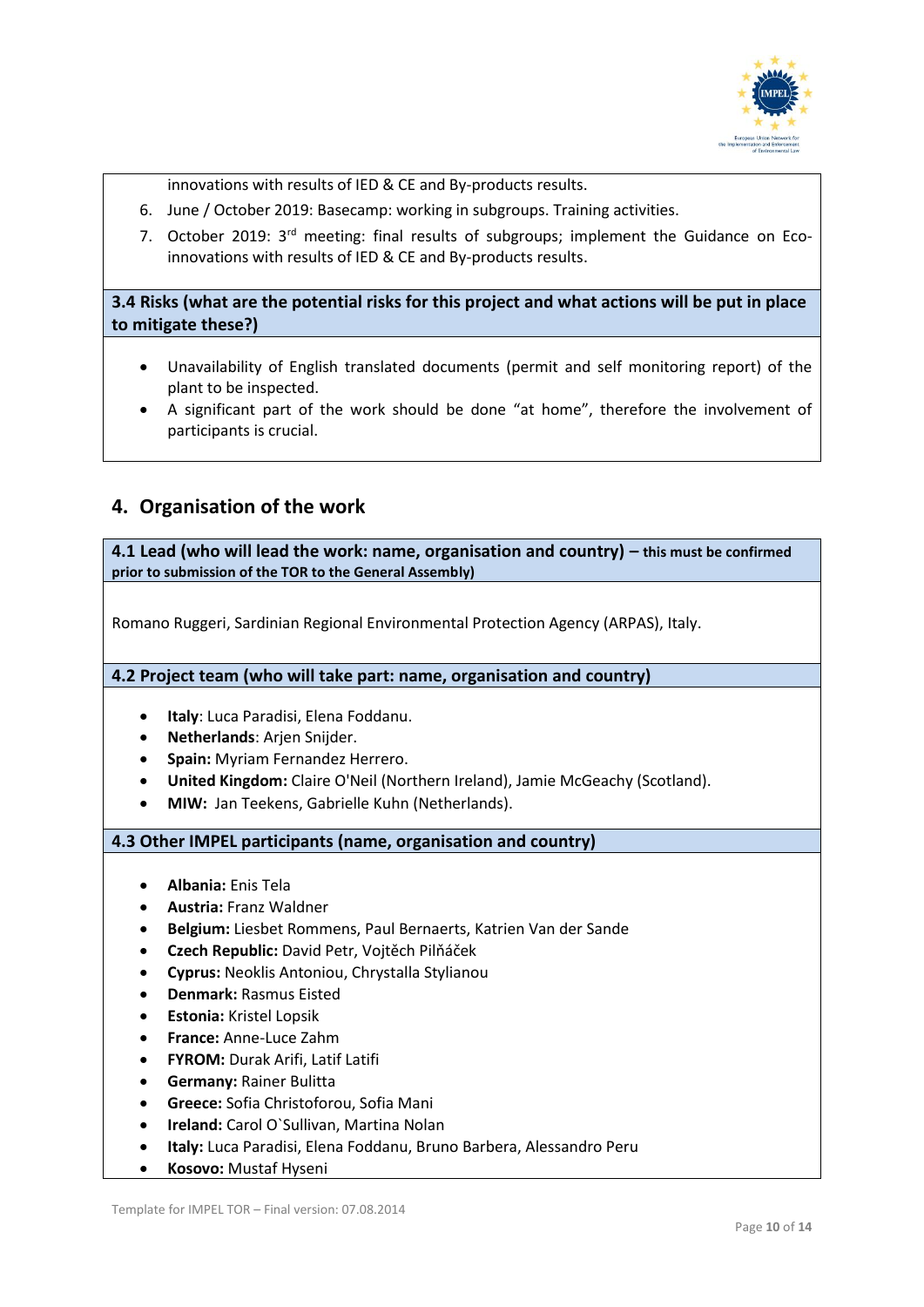innovations with results of IED & CE and By-products results.

6. June / October 2019: Basecamp: working in subgroups. Training activities.
7. October 2019: 3rd meeting: final results of subgroups; implement the Guidance on Eco-innovations with results of IED & CE and By-products results.

**3.4 Risks (what are the potential risks for this project and what actions will be put in place to mitigate these?)**

- Unavailability of English translated documents (permit and self monitoring report) of the plant to be inspected.
- A significant part of the work should be done "at home", therefore the involvement of participants is crucial.

## 4. Organisation of the work

**4.1 Lead (who will lead the work: name, organisation and country) – this must be confirmed prior to submission of the TOR to the General Assembly)**

Romano Ruggeri, Sardinian Regional Environmental Protection Agency (ARPAS), Italy.

**4.2 Project team (who will take part: name, organisation and country)**

- **Italy**: Luca Paradisi, Elena Foddanu.
- **Netherlands**: Arjen Snijder.
- **Spain:** Myriam Fernandez Herrero.
- **United Kingdom:** Claire O'Neil (Northern Ireland), Jamie McGeachy (Scotland).
- **MIW:** Jan Teekens, Gabrielle Kuhn (Netherlands).

**4.3 Other IMPEL participants (name, organisation and country)**

- **Albania:** Enis Tela
- **Austria:** Franz Waldner
- **Belgium:** Liesbet Rommens, Paul Bernaerts, Katrien Van der Sande
- **Czech Republic:** David Petr, Vojtěch Pilňáček
- **Cyprus:** Neoklis Antoniou, Chrystalla Stylianou
- **Denmark:** Rasmus Eisted
- **Estonia:** Kristel Lopsik
- **France:** Anne-Luce Zahm
- **FYROM:** Durak Arifi, Latif Latifi
- **Germany:** Rainer Bulitta
- **Greece:** Sofia Christoforou, Sofia Mani
- **Ireland:** Carol O`Sullivan, Martina Nolan
- **Italy:** Luca Paradisi, Elena Foddanu, Bruno Barbera, Alessandro Peru
- **Kosovo:** Mustaf Hyseni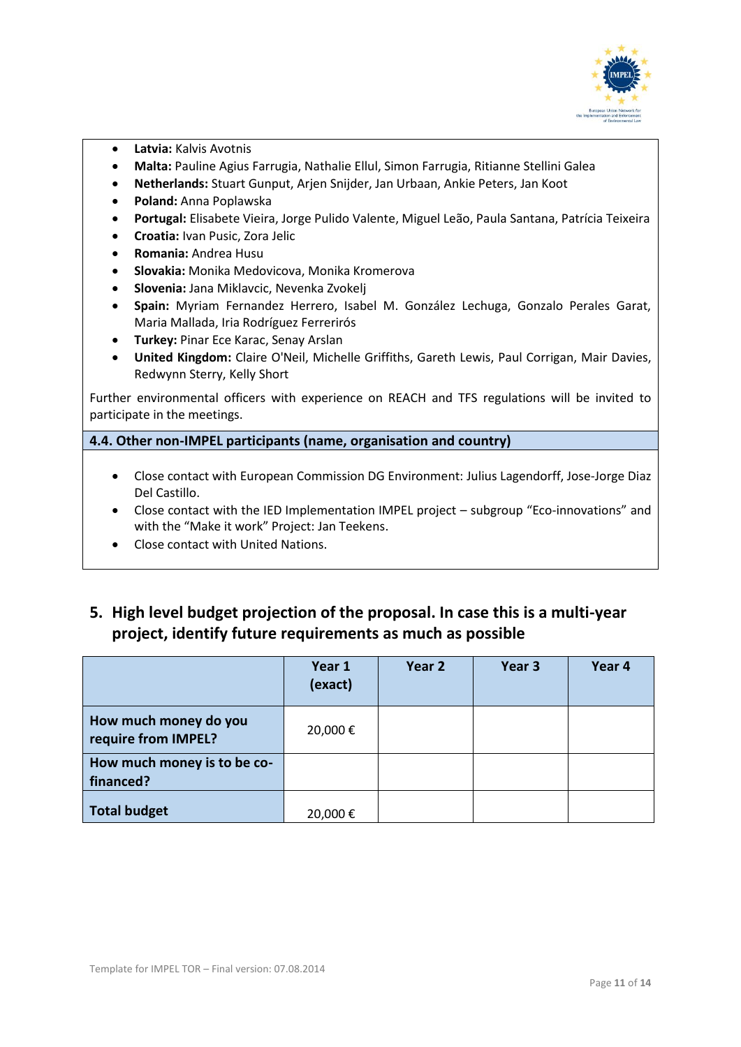- **Latvia:** Kalvis Avotnis
- **Malta:** Pauline Agius Farrugia, Nathalie Ellul, Simon Farrugia, Ritianne Stellini Galea
- **Netherlands:** Stuart Gunput, Arjen Snijder, Jan Urbaan, Ankie Peters, Jan Koot
- **Poland:** Anna Poplawska
- **Portugal:** Elisabete Vieira, Jorge Pulido Valente, Miguel Leão, Paula Santana, Patrícia Teixeira
- **Croatia:** Ivan Pusic, Zora Jelic
- **Romania:** Andrea Husu
- **Slovakia:** Monika Medovicova, Monika Kromerova
- **Slovenia:** Jana Miklavcic, Nevenka Zvokelj
- **Spain:** Myriam Fernandez Herrero, Isabel M. González Lechuga, Gonzalo Perales Garat, Maria Mallada, Iria Rodríguez Ferreirós
- **Turkey:** Pinar Ece Karac, Senay Arslan
- **United Kingdom:** Claire O'Neil, Michelle Griffiths, Gareth Lewis, Paul Corrigan, Mair Davies, Redwynn Sterry, Kelly Short

Further environmental officers with experience on REACH and TFS regulations will be invited to participate in the meetings.

**4.4. Other non-IMPEL participants (name, organisation and country)**

- Close contact with European Commission DG Environment: Julius Lagendorff, Jose-Jorge Diaz Del Castillo.
- Close contact with the IED Implementation IMPEL project – subgroup "Eco-innovations" and with the "Make it work" Project: Jan Teekens.
- Close contact with United Nations.

## 5. High level budget projection of the proposal. In case this is a multi-year project, identify future requirements as much as possible

| | Year 1 (exact) | Year 2 | Year 3 | Year 4 |
|---|---|---|---|---|
| **How much money do you require from IMPEL?** | 20,000 € | | | |
| **How much money is to be co-financed?** | | | | |
| **Total budget** | 20,000 € | | | |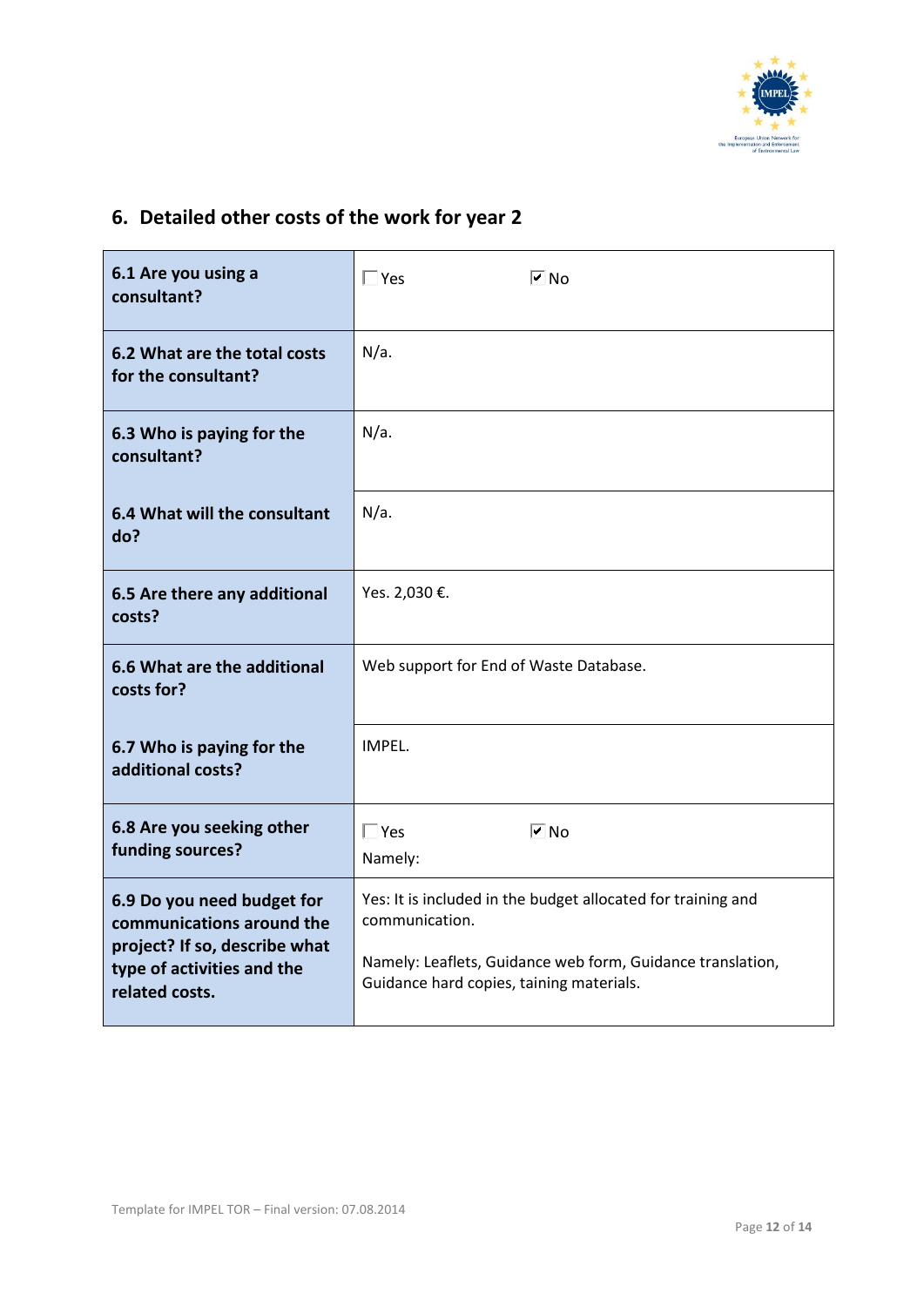## 6. Detailed other costs of the work for year 2

| | |
|---|---|
| **6.1 Are you using a consultant?** | ☐ Yes ☑ No |
| **6.2 What are the total costs for the consultant?** | N/a. |
| **6.3 Who is paying for the consultant?** | N/a. |
| **6.4 What will the consultant do?** | N/a. |
| **6.5 Are there any additional costs?** | Yes. 2,030 €. |
| **6.6 What are the additional costs for?** | Web support for End of Waste Database. |
| **6.7 Who is paying for the additional costs?** | IMPEL. |
| **6.8 Are you seeking other funding sources?** | ☐ Yes ☑ No<br>Namely: |
| **6.9 Do you need budget for communications around the project? If so, describe what type of activities and the related costs.** | Yes: It is included in the budget allocated for training and communication.<br><br>Namely: Leaflets, Guidance web form, Guidance translation, Guidance hard copies, taining materials. |

Template for IMPEL TOR – Final version: 07.08.2014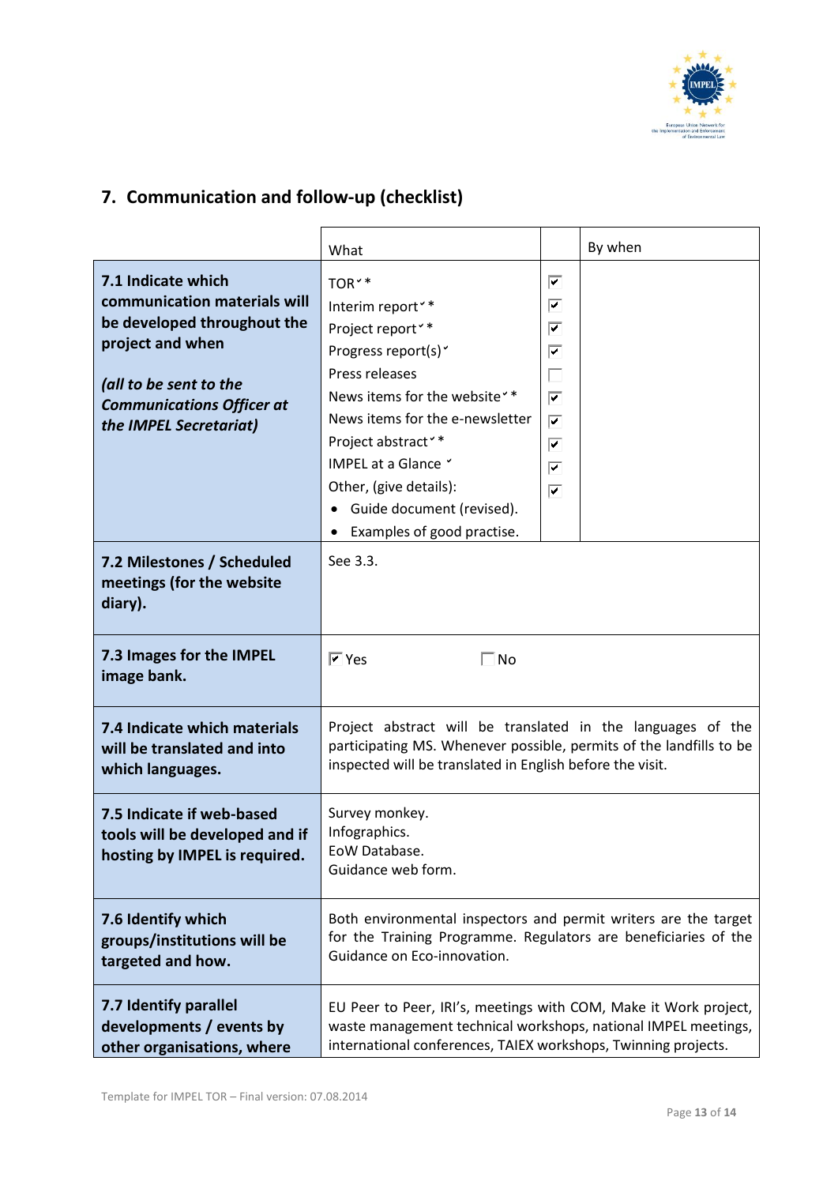## 7. Communication and follow-up (checklist)

| | What | | By when |
|---|---|---|---|
| **7.1 Indicate which communication materials will be developed throughout the project and when**<br><br>***(all to be sent to the Communications Officer at the IMPEL Secretariat)*** | TOR˅ *<br>Interim report˅ *<br>Project report˅ *<br>Progress report(s)˅<br>Press releases<br>News items for the website˅ *<br>News items for the e-newsletter<br>Project abstract˅ *<br>IMPEL at a Glance ˅<br>Other, (give details):<br>• Guide document (revised).<br>• Examples of good practise. | ☑<br>☑<br>☑<br>☑<br>☐<br>☑<br>☑<br>☑<br>☑<br>☑ | |
| **7.2 Milestones / Scheduled meetings (for the website diary).** | See 3.3. | | |
| **7.3 Images for the IMPEL image bank.** | ☑ Yes ☐ No | | |
| **7.4 Indicate which materials will be translated and into which languages.** | Project abstract will be translated in the languages of the participating MS. Whenever possible, permits of the landfills to be inspected will be translated in English before the visit. | | |
| **7.5 Indicate if web-based tools will be developed and if hosting by IMPEL is required.** | Survey monkey.<br>Infographics.<br>EoW Database.<br>Guidance web form. | | |
| **7.6 Identify which groups/institutions will be targeted and how.** | Both environmental inspectors and permit writers are the target for the Training Programme. Regulators are beneficiaries of the Guidance on Eco-innovation. | | |
| **7.7 Identify parallel developments / events by other organisations, where** | EU Peer to Peer, IRI's, meetings with COM, Make it Work project, waste management technical workshops, national IMPEL meetings, international conferences, TAIEX workshops, Twinning projects. | | |

Template for IMPEL TOR – Final version: 07.08.2014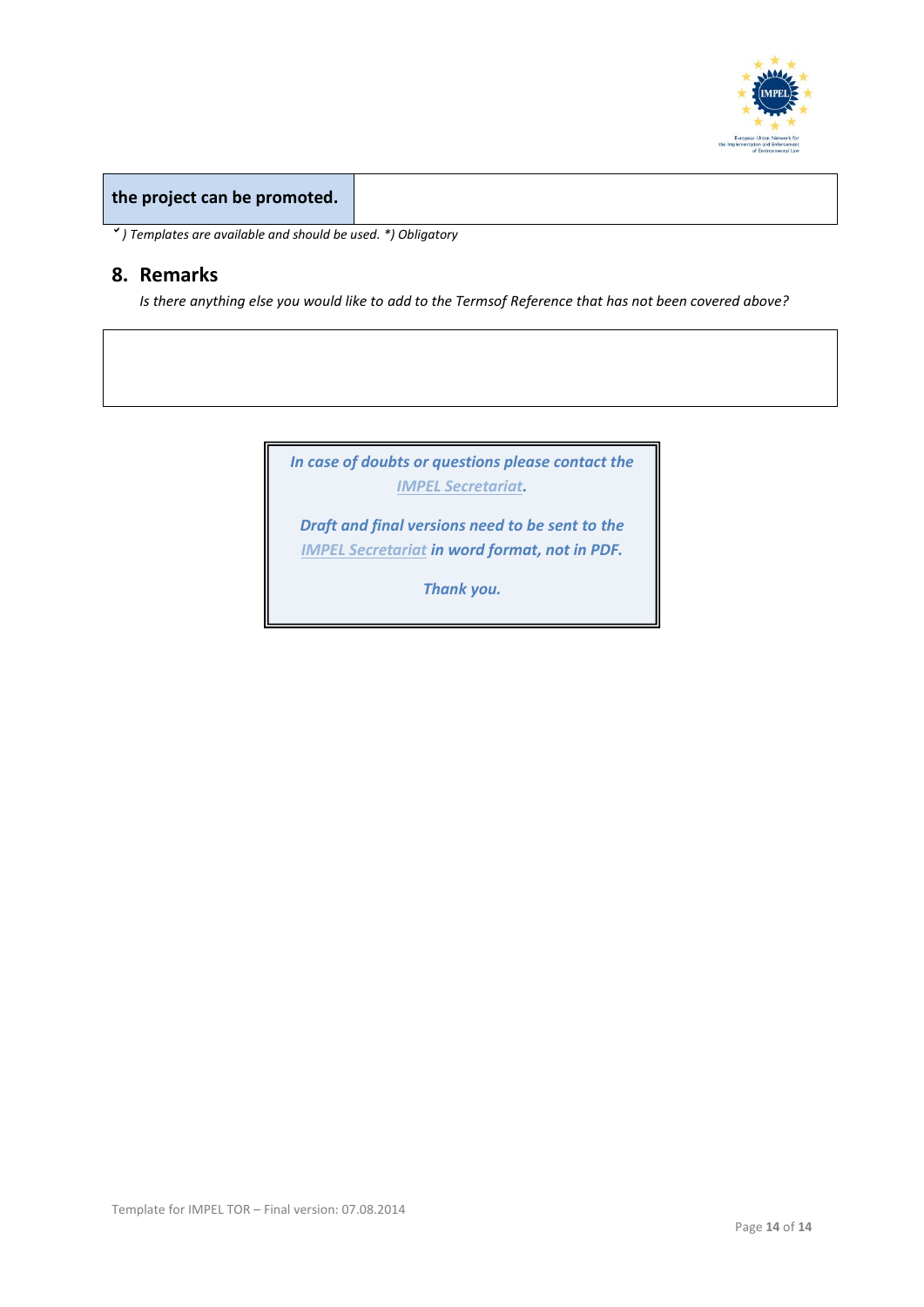| | |
|---|---|
| **the project can be promoted.** | |

*˅ ) Templates are available and should be used. \*) Obligatory*

## 8. Remarks

*Is there anything else you would like to add to the Termsof Reference that has not been covered above?*

| |
|---|
| |

***In case of doubts or questions please contact the IMPEL Secretariat.***

***Draft and final versions need to be sent to the IMPEL Secretariat in word format, not in PDF.***

***Thank you.***

Template for IMPEL TOR – Final version: 07.08.2014